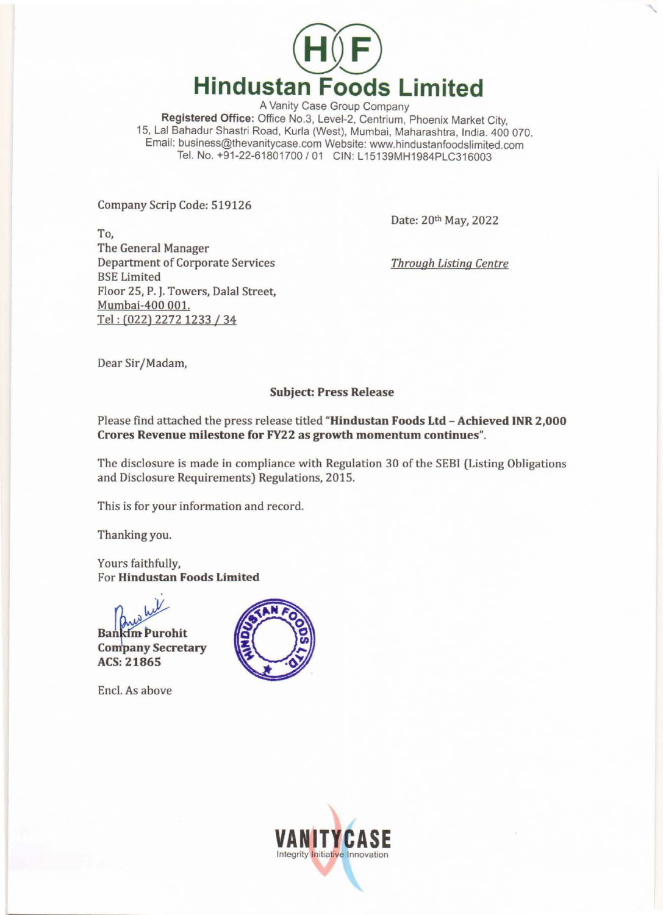# Hindustan Foods Limited

A Vanity Case Group Company

**Registered Office:** Office No.3, Level-2, Centrium, Phoenix Market City, 15, Lal Bahadur Shastri Road, Kurla (West), Mumbai, Maharashtra, India. 400 070.
Email: business@thevanitycase.com Website: www.hindustanfoodslimited.com
Tel. No. +91-22-61801700 / 01 CIN: L15139MH1984PLC316003

Company Scrip Code: 519126

Date: 20th May, 2022

To,
The General Manager
Department of Corporate Services
BSE Limited
Floor 25, P. J. Towers, Dalal Street,
Mumbai-400 001.
Tel : (022) 2272 1233 / 34

*Through Listing Centre*

Dear Sir/Madam,

**Subject: Press Release**

Please find attached the press release titled **"Hindustan Foods Ltd – Achieved INR 2,000 Crores Revenue milestone for FY22 as growth momentum continues"**.

The disclosure is made in compliance with Regulation 30 of the SEBI (Listing Obligations and Disclosure Requirements) Regulations, 2015.

This is for your information and record.

Thanking you.

Yours faithfully,
For **Hindustan Foods Limited**

**Bankim Purohit**
**Company Secretary**
**ACS: 21865**

Encl. As above

VANITYCASE
Integrity Initiative Innovation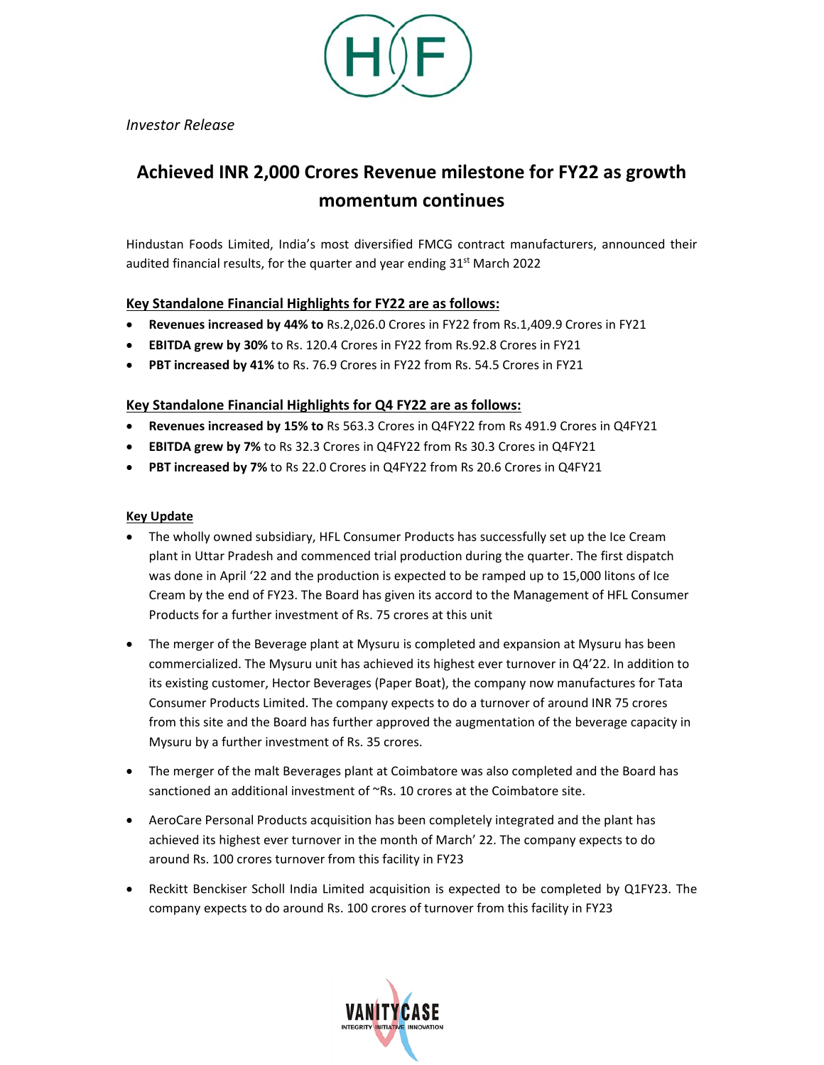*Investor Release*

# Achieved INR 2,000 Crores Revenue milestone for FY22 as growth momentum continues

Hindustan Foods Limited, India's most diversified FMCG contract manufacturers, announced their audited financial results, for the quarter and year ending 31st March 2022

## Key Standalone Financial Highlights for FY22 are as follows:

- **Revenues increased by 44% to** Rs.2,026.0 Crores in FY22 from Rs.1,409.9 Crores in FY21
- **EBITDA grew by 30%** to Rs. 120.4 Crores in FY22 from Rs.92.8 Crores in FY21
- **PBT increased by 41%** to Rs. 76.9 Crores in FY22 from Rs. 54.5 Crores in FY21

## Key Standalone Financial Highlights for Q4 FY22 are as follows:

- **Revenues increased by 15% to** Rs 563.3 Crores in Q4FY22 from Rs 491.9 Crores in Q4FY21
- **EBITDA grew by 7%** to Rs 32.3 Crores in Q4FY22 from Rs 30.3 Crores in Q4FY21
- **PBT increased by 7%** to Rs 22.0 Crores in Q4FY22 from Rs 20.6 Crores in Q4FY21

## Key Update

- The wholly owned subsidiary, HFL Consumer Products has successfully set up the Ice Cream plant in Uttar Pradesh and commenced trial production during the quarter. The first dispatch was done in April '22 and the production is expected to be ramped up to 15,000 litons of Ice Cream by the end of FY23. The Board has given its accord to the Management of HFL Consumer Products for a further investment of Rs. 75 crores at this unit

- The merger of the Beverage plant at Mysuru is completed and expansion at Mysuru has been commercialized. The Mysuru unit has achieved its highest ever turnover in Q4'22. In addition to its existing customer, Hector Beverages (Paper Boat), the company now manufactures for Tata Consumer Products Limited. The company expects to do a turnover of around INR 75 crores from this site and the Board has further approved the augmentation of the beverage capacity in Mysuru by a further investment of Rs. 35 crores.

- The merger of the malt Beverages plant at Coimbatore was also completed and the Board has sanctioned an additional investment of ~Rs. 10 crores at the Coimbatore site.

- AeroCare Personal Products acquisition has been completely integrated and the plant has achieved its highest ever turnover in the month of March' 22. The company expects to do around Rs. 100 crores turnover from this facility in FY23

- Reckitt Benckiser Scholl India Limited acquisition is expected to be completed by Q1FY23. The company expects to do around Rs. 100 crores of turnover from this facility in FY23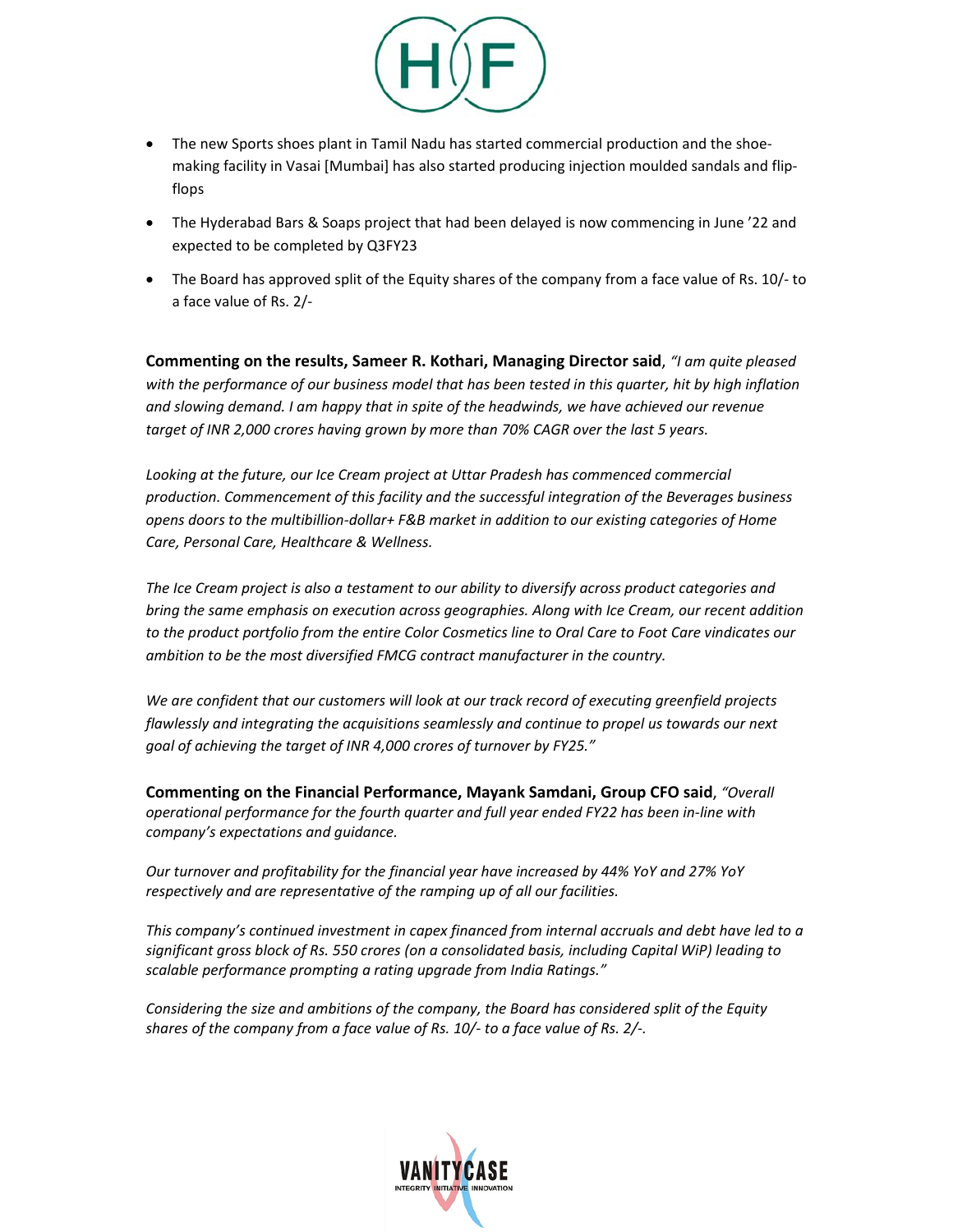- The new Sports shoes plant in Tamil Nadu has started commercial production and the shoe-making facility in Vasai [Mumbai] has also started producing injection moulded sandals and flip-flops
- The Hyderabad Bars & Soaps project that had been delayed is now commencing in June '22 and expected to be completed by Q3FY23
- The Board has approved split of the Equity shares of the company from a face value of Rs. 10/- to a face value of Rs. 2/-

**Commenting on the results, Sameer R. Kothari, Managing Director said**, *"I am quite pleased with the performance of our business model that has been tested in this quarter, hit by high inflation and slowing demand. I am happy that in spite of the headwinds, we have achieved our revenue target of INR 2,000 crores having grown by more than 70% CAGR over the last 5 years.*

*Looking at the future, our Ice Cream project at Uttar Pradesh has commenced commercial production. Commencement of this facility and the successful integration of the Beverages business opens doors to the multibillion-dollar+ F&B market in addition to our existing categories of Home Care, Personal Care, Healthcare & Wellness.*

*The Ice Cream project is also a testament to our ability to diversify across product categories and bring the same emphasis on execution across geographies. Along with Ice Cream, our recent addition to the product portfolio from the entire Color Cosmetics line to Oral Care to Foot Care vindicates our ambition to be the most diversified FMCG contract manufacturer in the country.*

*We are confident that our customers will look at our track record of executing greenfield projects flawlessly and integrating the acquisitions seamlessly and continue to propel us towards our next goal of achieving the target of INR 4,000 crores of turnover by FY25."*

**Commenting on the Financial Performance, Mayank Samdani, Group CFO said**, *"Overall operational performance for the fourth quarter and full year ended FY22 has been in-line with company's expectations and guidance.*

*Our turnover and profitability for the financial year have increased by 44% YoY and 27% YoY respectively and are representative of the ramping up of all our facilities.*

*This company's continued investment in capex financed from internal accruals and debt have led to a significant gross block of Rs. 550 crores (on a consolidated basis, including Capital WiP) leading to scalable performance prompting a rating upgrade from India Ratings."*

*Considering the size and ambitions of the company, the Board has considered split of the Equity shares of the company from a face value of Rs. 10/- to a face value of Rs. 2/-.*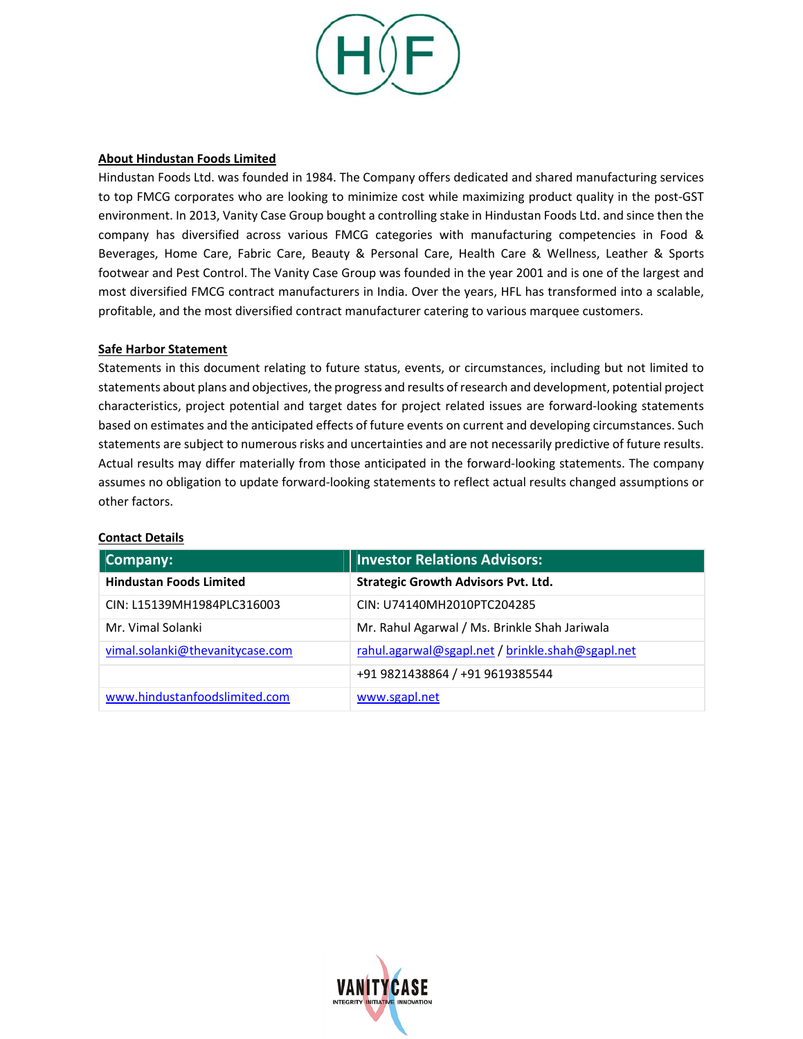**About Hindustan Foods Limited**

Hindustan Foods Ltd. was founded in 1984. The Company offers dedicated and shared manufacturing services to top FMCG corporates who are looking to minimize cost while maximizing product quality in the post-GST environment. In 2013, Vanity Case Group bought a controlling stake in Hindustan Foods Ltd. and since then the company has diversified across various FMCG categories with manufacturing competencies in Food & Beverages, Home Care, Fabric Care, Beauty & Personal Care, Health Care & Wellness, Leather & Sports footwear and Pest Control. The Vanity Case Group was founded in the year 2001 and is one of the largest and most diversified FMCG contract manufacturers in India. Over the years, HFL has transformed into a scalable, profitable, and the most diversified contract manufacturer catering to various marquee customers.

**Safe Harbor Statement**

Statements in this document relating to future status, events, or circumstances, including but not limited to statements about plans and objectives, the progress and results of research and development, potential project characteristics, project potential and target dates for project related issues are forward-looking statements based on estimates and the anticipated effects of future events on current and developing circumstances. Such statements are subject to numerous risks and uncertainties and are not necessarily predictive of future results. Actual results may differ materially from those anticipated in the forward-looking statements. The company assumes no obligation to update forward-looking statements to reflect actual results changed assumptions or other factors.

**Contact Details**

| Company: | Investor Relations Advisors: |
|---|---|
| **Hindustan Foods Limited** | **Strategic Growth Advisors Pvt. Ltd.** |
| CIN: L15139MH1984PLC316003 | CIN: U74140MH2010PTC204285 |
| Mr. Vimal Solanki | Mr. Rahul Agarwal / Ms. Brinkle Shah Jariwala |
| vimal.solanki@thevanitycase.com | rahul.agarwal@sgapl.net / brinkle.shah@sgapl.net |
| | +91 9821438864 / +91 9619385544 |
| www.hindustanfoodslimited.com | www.sgapl.net |